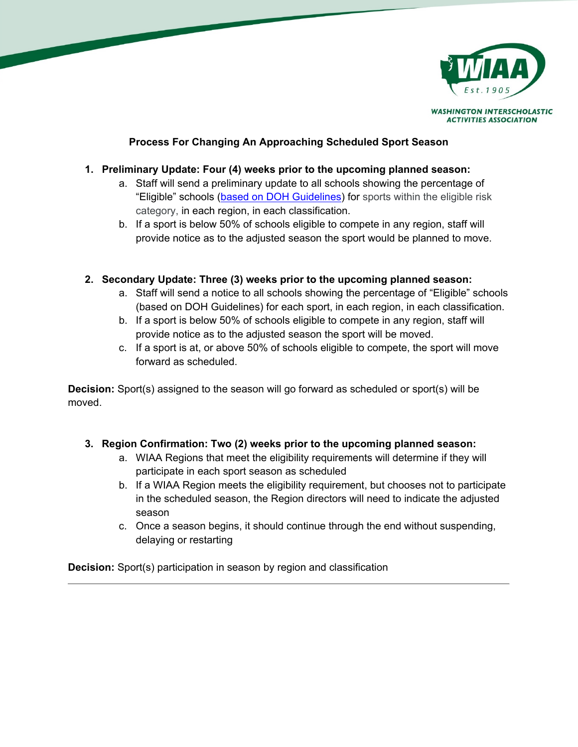WASHINGTON INTERSCHOLASTIC ACTIVITIES ASSOCIATION

## Process For Changing An Approaching Scheduled Sport Season

1. **Preliminary Update: Four (4) weeks prior to the upcoming planned season:**
   a. Staff will send a preliminary update to all schools showing the percentage of “Eligible” schools (based on DOH Guidelines) for sports within the eligible risk category, in each region, in each classification.
   b. If a sport is below 50% of schools eligible to compete in any region, staff will provide notice as to the adjusted season the sport would be planned to move.

2. **Secondary Update: Three (3) weeks prior to the upcoming planned season:**
   a. Staff will send a notice to all schools showing the percentage of “Eligible” schools (based on DOH Guidelines) for each sport, in each region, in each classification.
   b. If a sport is below 50% of schools eligible to compete in any region, staff will provide notice as to the adjusted season the sport will be moved.
   c. If a sport is at, or above 50% of schools eligible to compete, the sport will move forward as scheduled.

**Decision:** Sport(s) assigned to the season will go forward as scheduled or sport(s) will be moved.

3. **Region Confirmation: Two (2) weeks prior to the upcoming planned season:**
   a. WIAA Regions that meet the eligibility requirements will determine if they will participate in each sport season as scheduled
   b. If a WIAA Region meets the eligibility requirement, but chooses not to participate in the scheduled season, the Region directors will need to indicate the adjusted season
   c. Once a season begins, it should continue through the end without suspending, delaying or restarting

**Decision:** Sport(s) participation in season by region and classification

---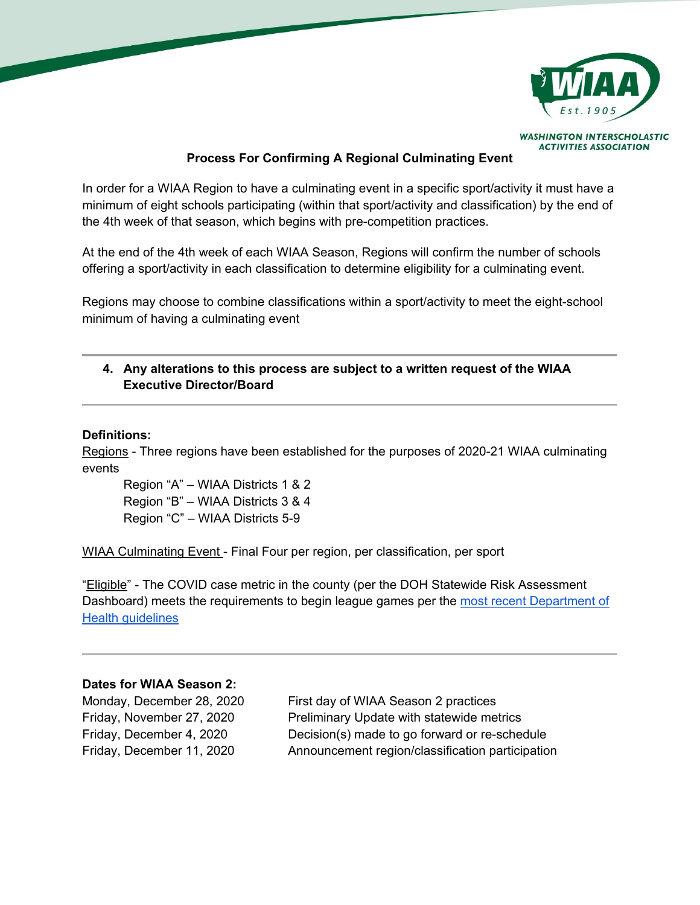## Process For Confirming A Regional Culminating Event

In order for a WIAA Region to have a culminating event in a specific sport/activity it must have a minimum of eight schools participating (within that sport/activity and classification) by the end of the 4th week of that season, which begins with pre-competition practices.

At the end of the 4th week of each WIAA Season, Regions will confirm the number of schools offering a sport/activity in each classification to determine eligibility for a culminating event.

Regions may choose to combine classifications within a sport/activity to meet the eight-school minimum of having a culminating event

---

4. **Any alterations to this process are subject to a written request of the WIAA Executive Director/Board**

---

**Definitions:**

Regions - Three regions have been established for the purposes of 2020-21 WIAA culminating events

- Region "A" – WIAA Districts 1 & 2
- Region "B" – WIAA Districts 3 & 4
- Region "C" – WIAA Districts 5-9

WIAA Culminating Event - Final Four per region, per classification, per sport

"Eligible" - The COVID case metric in the county (per the DOH Statewide Risk Assessment Dashboard) meets the requirements to begin league games per the [most recent Department of Health guidelines]

---

**Dates for WIAA Season 2:**

| | |
|---|---|
| Monday, December 28, 2020 | First day of WIAA Season 2 practices |
| Friday, November 27, 2020 | Preliminary Update with statewide metrics |
| Friday, December 4, 2020 | Decision(s) made to go forward or re-schedule |
| Friday, December 11, 2020 | Announcement region/classification participation |